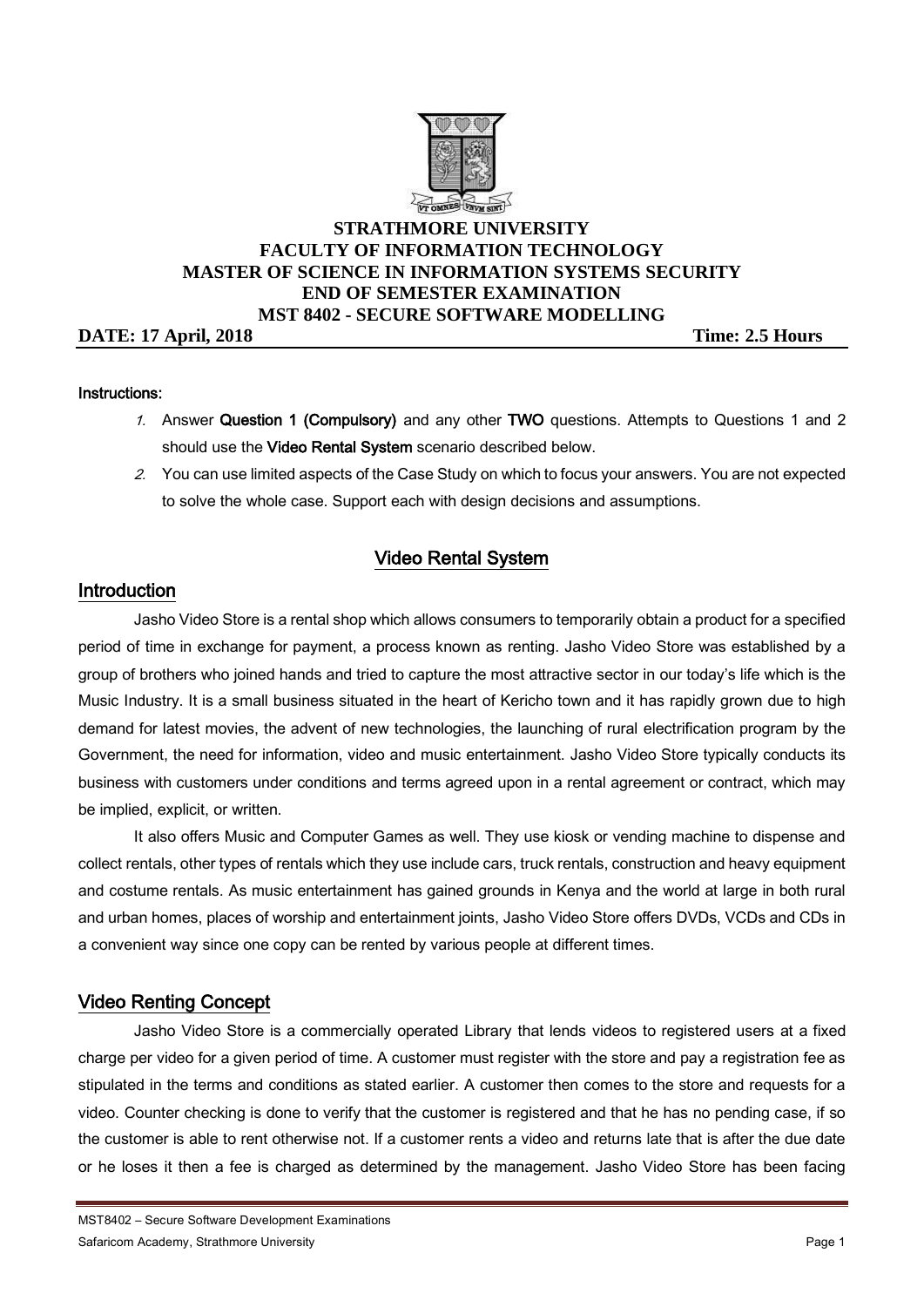# STRATHMORE UNIVERSITY
## FACULTY OF INFORMATION TECHNOLOGY
## MASTER OF SCIENCE IN INFORMATION SYSTEMS SECURITY
## END OF SEMESTER EXAMINATION
## MST 8402 - SECURE SOFTWARE MODELLING

**DATE: 17 April, 2018** **Time: 2.5 Hours**

**Instructions:**

1. Answer **Question 1 (Compulsory)** and any other **TWO** questions. Attempts to Questions 1 and 2 should use the **Video Rental System** scenario described below.
2. You can use limited aspects of the Case Study on which to focus your answers. You are not expected to solve the whole case. Support each with design decisions and assumptions.

## Video Rental System

### Introduction

Jasho Video Store is a rental shop which allows consumers to temporarily obtain a product for a specified period of time in exchange for payment, a process known as renting. Jasho Video Store was established by a group of brothers who joined hands and tried to capture the most attractive sector in our today's life which is the Music Industry. It is a small business situated in the heart of Kericho town and it has rapidly grown due to high demand for latest movies, the advent of new technologies, the launching of rural electrification program by the Government, the need for information, video and music entertainment. Jasho Video Store typically conducts its business with customers under conditions and terms agreed upon in a rental agreement or contract, which may be implied, explicit, or written.

It also offers Music and Computer Games as well. They use kiosk or vending machine to dispense and collect rentals, other types of rentals which they use include cars, truck rentals, construction and heavy equipment and costume rentals. As music entertainment has gained grounds in Kenya and the world at large in both rural and urban homes, places of worship and entertainment joints, Jasho Video Store offers DVDs, VCDs and CDs in a convenient way since one copy can be rented by various people at different times.

### Video Renting Concept

Jasho Video Store is a commercially operated Library that lends videos to registered users at a fixed charge per video for a given period of time. A customer must register with the store and pay a registration fee as stipulated in the terms and conditions as stated earlier. A customer then comes to the store and requests for a video. Counter checking is done to verify that the customer is registered and that he has no pending case, if so the customer is able to rent otherwise not. If a customer rents a video and returns late that is after the due date or he loses it then a fee is charged as determined by the management. Jasho Video Store has been facing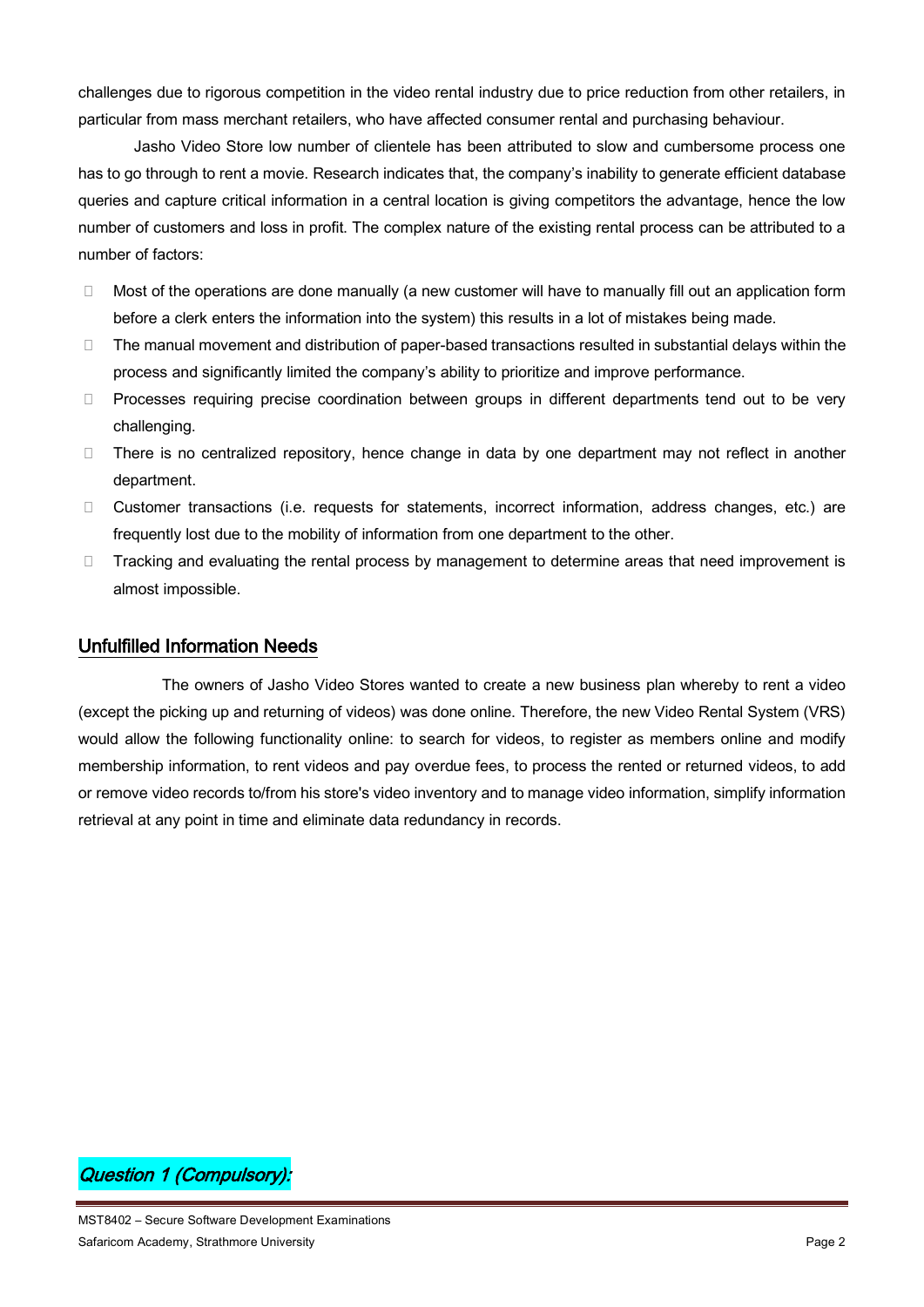challenges due to rigorous competition in the video rental industry due to price reduction from other retailers, in particular from mass merchant retailers, who have affected consumer rental and purchasing behaviour.

Jasho Video Store low number of clientele has been attributed to slow and cumbersome process one has to go through to rent a movie. Research indicates that, the company's inability to generate efficient database queries and capture critical information in a central location is giving competitors the advantage, hence the low number of customers and loss in profit. The complex nature of the existing rental process can be attributed to a number of factors:

- Most of the operations are done manually (a new customer will have to manually fill out an application form before a clerk enters the information into the system) this results in a lot of mistakes being made.
- The manual movement and distribution of paper-based transactions resulted in substantial delays within the process and significantly limited the company's ability to prioritize and improve performance.
- Processes requiring precise coordination between groups in different departments tend out to be very challenging.
- There is no centralized repository, hence change in data by one department may not reflect in another department.
- Customer transactions (i.e. requests for statements, incorrect information, address changes, etc.) are frequently lost due to the mobility of information from one department to the other.
- Tracking and evaluating the rental process by management to determine areas that need improvement is almost impossible.

## Unfulfilled Information Needs

The owners of Jasho Video Stores wanted to create a new business plan whereby to rent a video (except the picking up and returning of videos) was done online. Therefore, the new Video Rental System (VRS) would allow the following functionality online: to search for videos, to register as members online and modify membership information, to rent videos and pay overdue fees, to process the rented or returned videos, to add or remove video records to/from his store's video inventory and to manage video information, simplify information retrieval at any point in time and eliminate data redundancy in records.

## *Question 1 (Compulsory):*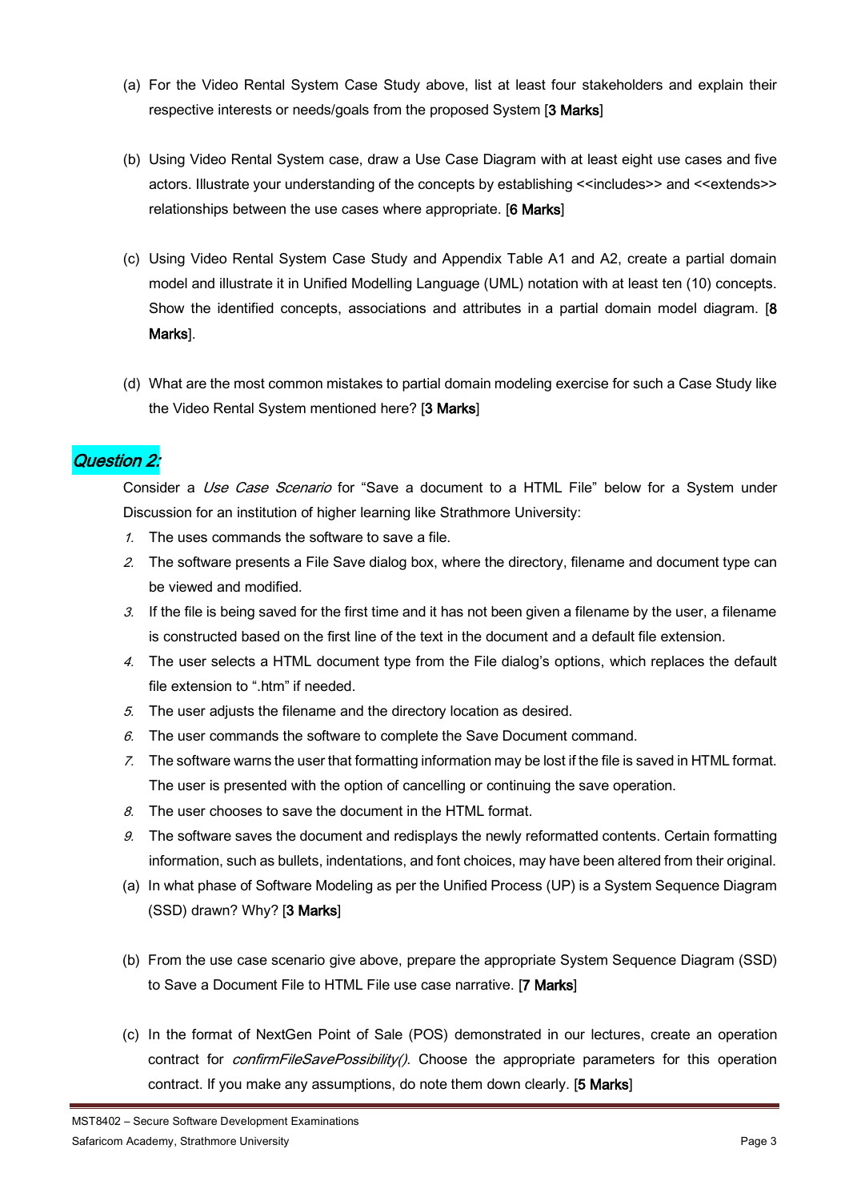(a) For the Video Rental System Case Study above, list at least four stakeholders and explain their respective interests or needs/goals from the proposed System [**3 Marks**]

(b) Using Video Rental System case, draw a Use Case Diagram with at least eight use cases and five actors. Illustrate your understanding of the concepts by establishing <<includes>> and <<extends>> relationships between the use cases where appropriate. [**6 Marks**]

(c) Using Video Rental System Case Study and Appendix Table A1 and A2, create a partial domain model and illustrate it in Unified Modelling Language (UML) notation with at least ten (10) concepts. Show the identified concepts, associations and attributes in a partial domain model diagram. [**8 Marks**].

(d) What are the most common mistakes to partial domain modeling exercise for such a Case Study like the Video Rental System mentioned here? [**3 Marks**]

## *Question 2:*

Consider a *Use Case Scenario* for "Save a document to a HTML File" below for a System under Discussion for an institution of higher learning like Strathmore University:

1. The uses commands the software to save a file.
2. The software presents a File Save dialog box, where the directory, filename and document type can be viewed and modified.
3. If the file is being saved for the first time and it has not been given a filename by the user, a filename is constructed based on the first line of the text in the document and a default file extension.
4. The user selects a HTML document type from the File dialog's options, which replaces the default file extension to ".htm" if needed.
5. The user adjusts the filename and the directory location as desired.
6. The user commands the software to complete the Save Document command.
7. The software warns the user that formatting information may be lost if the file is saved in HTML format. The user is presented with the option of cancelling or continuing the save operation.
8. The user chooses to save the document in the HTML format.
9. The software saves the document and redisplays the newly reformatted contents. Certain formatting information, such as bullets, indentations, and font choices, may have been altered from their original.

(a) In what phase of Software Modeling as per the Unified Process (UP) is a System Sequence Diagram (SSD) drawn? Why? [**3 Marks**]

(b) From the use case scenario give above, prepare the appropriate System Sequence Diagram (SSD) to Save a Document File to HTML File use case narrative. [**7 Marks**]

(c) In the format of NextGen Point of Sale (POS) demonstrated in our lectures, create an operation contract for *confirmFileSavePossibility().* Choose the appropriate parameters for this operation contract. If you make any assumptions, do note them down clearly. [**5 Marks**]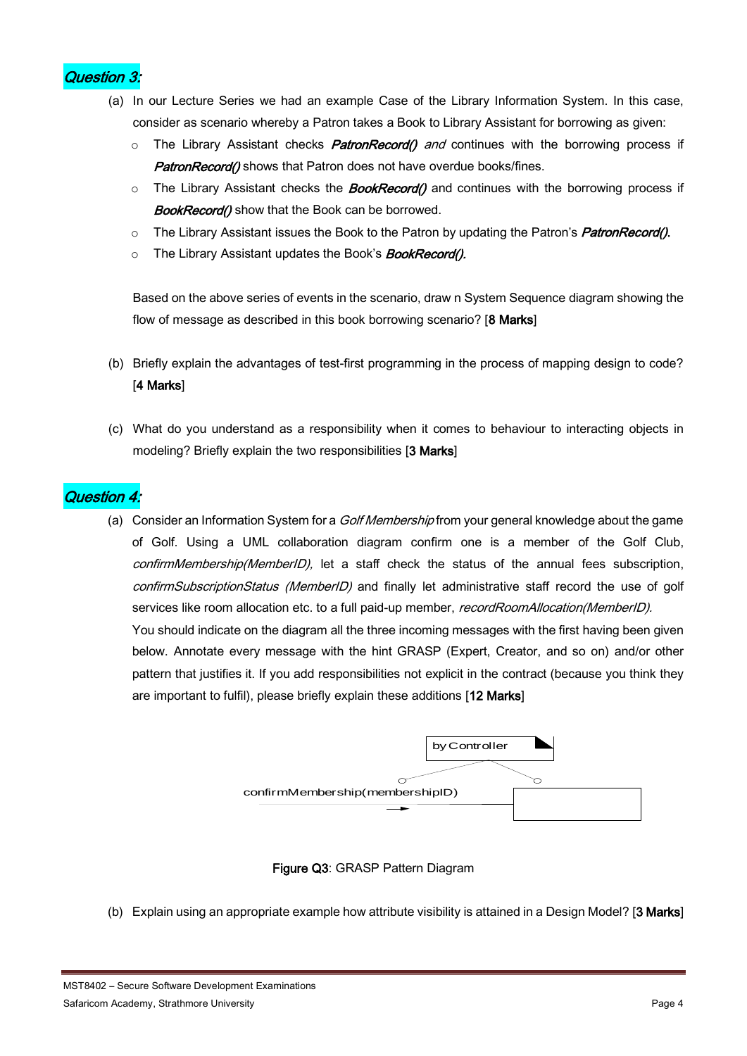## *Question 3:*

(a) In our Lecture Series we had an example Case of the Library Information System. In this case, consider as scenario whereby a Patron takes a Book to Library Assistant for borrowing as given:

- The Library Assistant checks ***PatronRecord()*** *and* continues with the borrowing process if ***PatronRecord()*** shows that Patron does not have overdue books/fines.
- The Library Assistant checks the ***BookRecord()*** and continues with the borrowing process if ***BookRecord()*** show that the Book can be borrowed.
- The Library Assistant issues the Book to the Patron by updating the Patron's ***PatronRecord().***
- The Library Assistant updates the Book's ***BookRecord().***

Based on the above series of events in the scenario, draw n System Sequence diagram showing the flow of message as described in this book borrowing scenario? [**8 Marks**]

(b) Briefly explain the advantages of test-first programming in the process of mapping design to code? [**4 Marks**]

(c) What do you understand as a responsibility when it comes to behaviour to interacting objects in modeling? Briefly explain the two responsibilities [**3 Marks**]

## *Question 4:*

(a) Consider an Information System for a *Golf Membership* from your general knowledge about the game of Golf. Using a UML collaboration diagram confirm one is a member of the Golf Club, *confirmMembership(MemberID),* let a staff check the status of the annual fees subscription, *confirmSubscriptionStatus (MemberID)* and finally let administrative staff record the use of golf services like room allocation etc. to a full paid-up member, *recordRoomAllocation(MemberID).*
You should indicate on the diagram all the three incoming messages with the first having been given below. Annotate every message with the hint GRASP (Expert, Creator, and so on) and/or other pattern that justifies it. If you add responsibilities not explicit in the contract (because you think they are important to fulfil), please briefly explain these additions [**12 Marks**]

by Controller

confirmMembership(membershipID)

**Figure Q3**: GRASP Pattern Diagram

(b) Explain using an appropriate example how attribute visibility is attained in a Design Model? [**3 Marks**]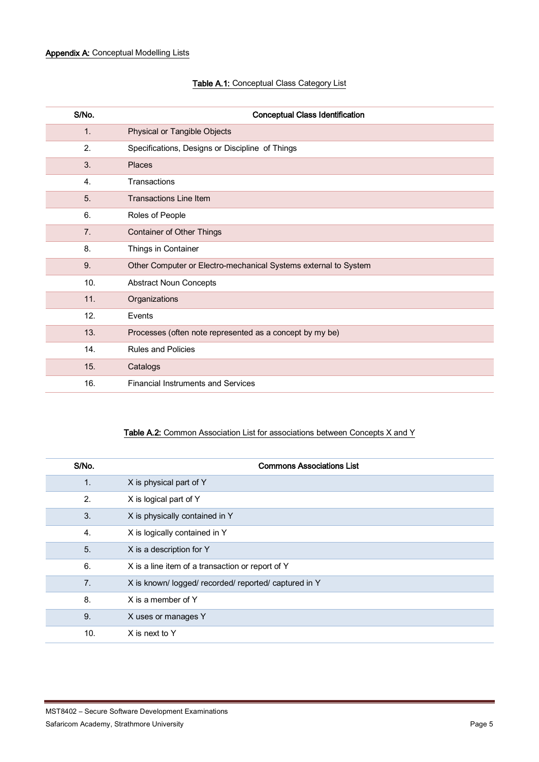**Appendix A:** Conceptual Modelling Lists

**Table A.1:** Conceptual Class Category List

| S/No. | Conceptual Class Identification |
|---|---|
| 1. | Physical or Tangible Objects |
| 2. | Specifications, Designs or Discipline of Things |
| 3. | Places |
| 4. | Transactions |
| 5. | Transactions Line Item |
| 6. | Roles of People |
| 7. | Container of Other Things |
| 8. | Things in Container |
| 9. | Other Computer or Electro-mechanical Systems external to System |
| 10. | Abstract Noun Concepts |
| 11. | Organizations |
| 12. | Events |
| 13. | Processes (often note represented as a concept by my be) |
| 14. | Rules and Policies |
| 15. | Catalogs |
| 16. | Financial Instruments and Services |

**Table A.2:** Common Association List for associations between Concepts X and Y

| S/No. | Commons Associations List |
|---|---|
| 1. | X is physical part of Y |
| 2. | X is logical part of Y |
| 3. | X is physically contained in Y |
| 4. | X is logically contained in Y |
| 5. | X is a description for Y |
| 6. | X is a line item of a transaction or report of Y |
| 7. | X is known/ logged/ recorded/ reported/ captured in Y |
| 8. | X is a member of Y |
| 9. | X uses or manages Y |
| 10. | X is next to Y |